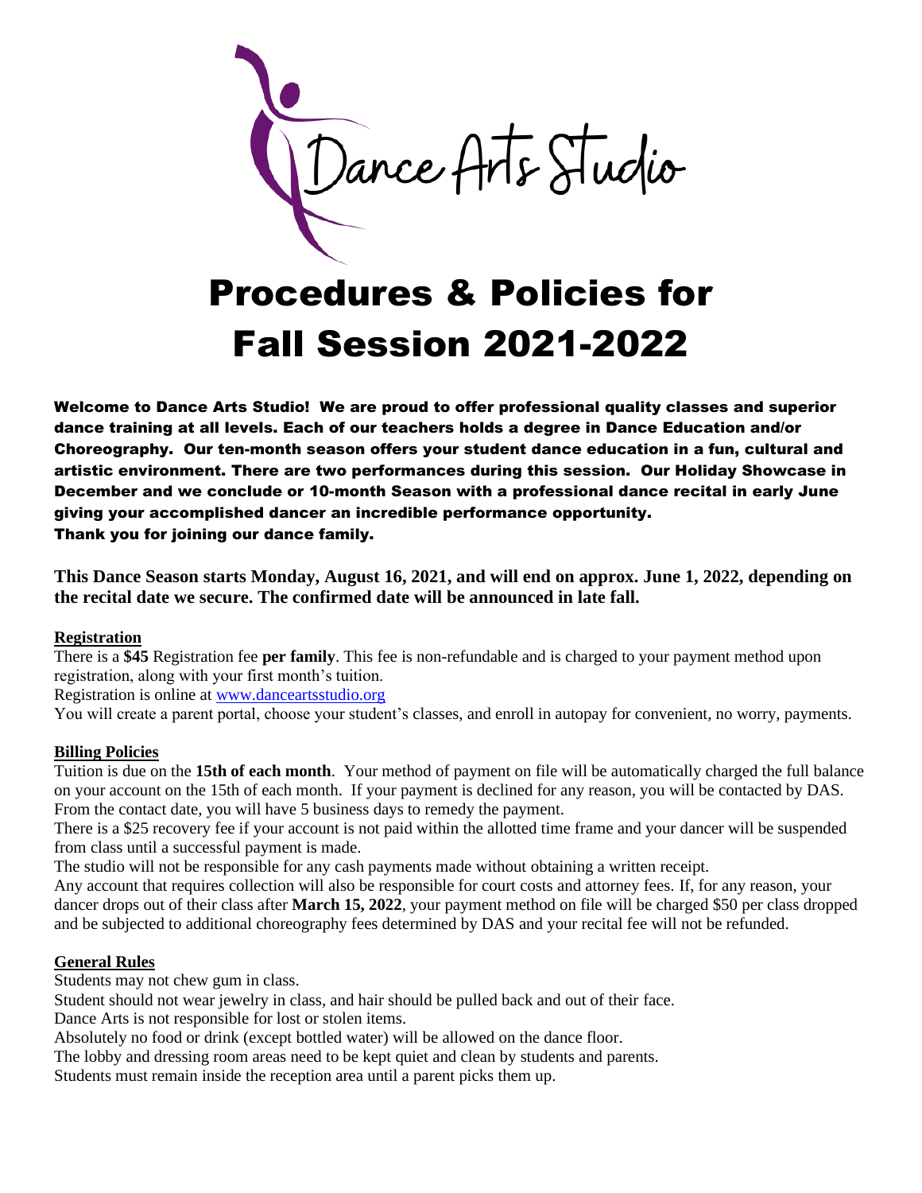Dance Arts Studio

# Procedures & Policies for Fall Session 2021-2022

**Welcome to Dance Arts Studio! We are proud to offer professional quality classes and superior dance training at all levels. Each of our teachers holds a degree in Dance Education and/or Choreography. Our ten-month season offers your student dance education in a fun, cultural and artistic environment. There are two performances during this session. Our Holiday Showcase in December and we conclude or 10-month Season with a professional dance recital in early June giving your accomplished dancer an incredible performance opportunity.**
**Thank you for joining our dance family.**

**This Dance Season starts Monday, August 16, 2021, and will end on approx. June 1, 2022, depending on the recital date we secure. The confirmed date will be announced in late fall.**

## Registration

There is a **$45** Registration fee **per family**. This fee is non-refundable and is charged to your payment method upon registration, along with your first month's tuition.
Registration is online at [www.danceartsstudio.org](www.danceartsstudio.org)
You will create a parent portal, choose your student's classes, and enroll in autopay for convenient, no worry, payments.

## Billing Policies

Tuition is due on the **15th of each month**. Your method of payment on file will be automatically charged the full balance on your account on the 15th of each month. If your payment is declined for any reason, you will be contacted by DAS. From the contact date, you will have 5 business days to remedy the payment.
There is a $25 recovery fee if your account is not paid within the allotted time frame and your dancer will be suspended from class until a successful payment is made.
The studio will not be responsible for any cash payments made without obtaining a written receipt.
Any account that requires collection will also be responsible for court costs and attorney fees. If, for any reason, your dancer drops out of their class after **March 15, 2022**, your payment method on file will be charged $50 per class dropped and be subjected to additional choreography fees determined by DAS and your recital fee will not be refunded.

## General Rules

Students may not chew gum in class.
Student should not wear jewelry in class, and hair should be pulled back and out of their face.
Dance Arts is not responsible for lost or stolen items.
Absolutely no food or drink (except bottled water) will be allowed on the dance floor.
The lobby and dressing room areas need to be kept quiet and clean by students and parents.
Students must remain inside the reception area until a parent picks them up.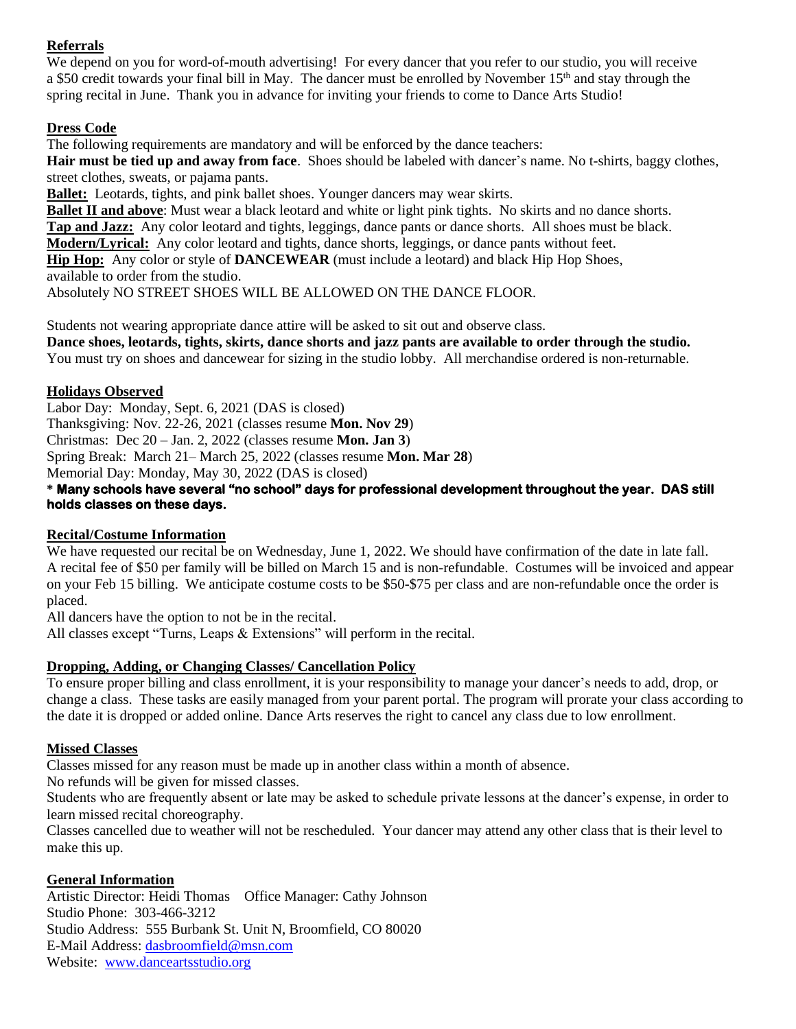## Referrals

We depend on you for word-of-mouth advertising! For every dancer that you refer to our studio, you will receive a $50 credit towards your final bill in May. The dancer must be enrolled by November 15th and stay through the spring recital in June. Thank you in advance for inviting your friends to come to Dance Arts Studio!

## Dress Code

The following requirements are mandatory and will be enforced by the dance teachers:

**Hair must be tied up and away from face**. Shoes should be labeled with dancer's name. No t-shirts, baggy clothes, street clothes, sweats, or pajama pants.

**Ballet:** Leotards, tights, and pink ballet shoes. Younger dancers may wear skirts.

**Ballet II and above**: Must wear a black leotard and white or light pink tights. No skirts and no dance shorts.

**Tap and Jazz:** Any color leotard and tights, leggings, dance pants or dance shorts. All shoes must be black.

**Modern/Lyrical:** Any color leotard and tights, dance shorts, leggings, or dance pants without feet.

**Hip Hop:** Any color or style of **DANCEWEAR** (must include a leotard) and black Hip Hop Shoes, available to order from the studio.

Absolutely NO STREET SHOES WILL BE ALLOWED ON THE DANCE FLOOR.

Students not wearing appropriate dance attire will be asked to sit out and observe class.

**Dance shoes, leotards, tights, skirts, dance shorts and jazz pants are available to order through the studio.** You must try on shoes and dancewear for sizing in the studio lobby. All merchandise ordered is non-returnable.

## Holidays Observed

Labor Day: Monday, Sept. 6, 2021 (DAS is closed)
Thanksgiving: Nov. 22-26, 2021 (classes resume **Mon. Nov 29**)
Christmas: Dec 20 – Jan. 2, 2022 (classes resume **Mon. Jan 3**)
Spring Break: March 21– March 25, 2022 (classes resume **Mon. Mar 28**)
Memorial Day: Monday, May 30, 2022 (DAS is closed)

**\* Many schools have several "no school" days for professional development throughout the year. DAS still holds classes on these days.**

## Recital/Costume Information

We have requested our recital be on Wednesday, June 1, 2022. We should have confirmation of the date in late fall. A recital fee of $50 per family will be billed on March 15 and is non-refundable. Costumes will be invoiced and appear on your Feb 15 billing. We anticipate costume costs to be $50-$75 per class and are non-refundable once the order is placed.

All dancers have the option to not be in the recital.

All classes except "Turns, Leaps & Extensions" will perform in the recital.

## Dropping, Adding, or Changing Classes/ Cancellation Policy

To ensure proper billing and class enrollment, it is your responsibility to manage your dancer's needs to add, drop, or change a class. These tasks are easily managed from your parent portal. The program will prorate your class according to the date it is dropped or added online. Dance Arts reserves the right to cancel any class due to low enrollment.

## Missed Classes

Classes missed for any reason must be made up in another class within a month of absence.

No refunds will be given for missed classes.

Students who are frequently absent or late may be asked to schedule private lessons at the dancer's expense, in order to learn missed recital choreography.

Classes cancelled due to weather will not be rescheduled. Your dancer may attend any other class that is their level to make this up.

## General Information

Artistic Director: Heidi Thomas    Office Manager: Cathy Johnson
Studio Phone: 303-466-3212
Studio Address: 555 Burbank St. Unit N, Broomfield, CO 80020
E-Mail Address: dasbroomfield@msn.com
Website: www.danceartsstudio.org